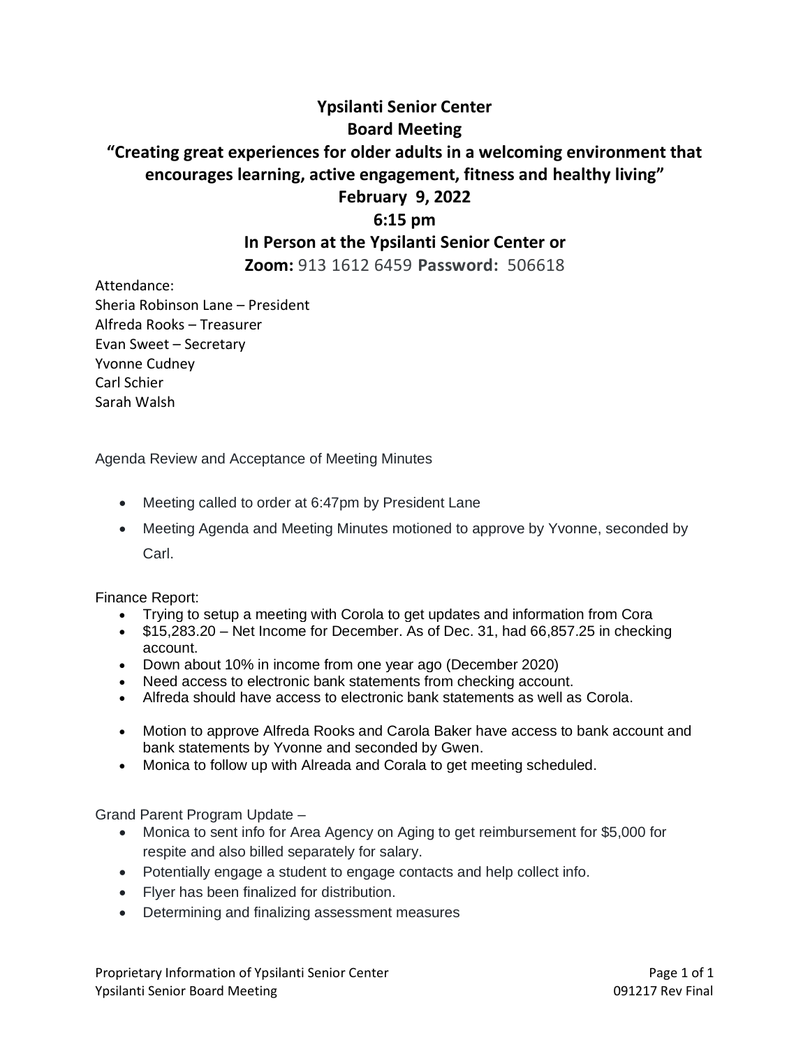# Ypsilanti Senior Center

## Board Meeting

**"Creating great experiences for older adults in a welcoming environment that encourages learning, active engagement, fitness and healthy living"**

**February 9, 2022**

**6:15 pm**

**In Person at the Ypsilanti Senior Center or**

**Zoom:** 913 1612 6459 **Password:** 506618

Attendance:
Sheria Robinson Lane – President
Alfreda Rooks – Treasurer
Evan Sweet – Secretary
Yvonne Cudney
Carl Schier
Sarah Walsh

Agenda Review and Acceptance of Meeting Minutes

- Meeting called to order at 6:47pm by President Lane
- Meeting Agenda and Meeting Minutes motioned to approve by Yvonne, seconded by Carl.

Finance Report:

- Trying to setup a meeting with Corola to get updates and information from Cora
- $15,283.20 – Net Income for December. As of Dec. 31, had 66,857.25 in checking account.
- Down about 10% in income from one year ago (December 2020)
- Need access to electronic bank statements from checking account.
- Alfreda should have access to electronic bank statements as well as Corola.
- Motion to approve Alfreda Rooks and Carola Baker have access to bank account and bank statements by Yvonne and seconded by Gwen.
- Monica to follow up with Alreada and Corala to get meeting scheduled.

Grand Parent Program Update –

- Monica to sent info for Area Agency on Aging to get reimbursement for $5,000 for respite and also billed separately for salary.
- Potentially engage a student to engage contacts and help collect info.
- Flyer has been finalized for distribution.
- Determining and finalizing assessment measures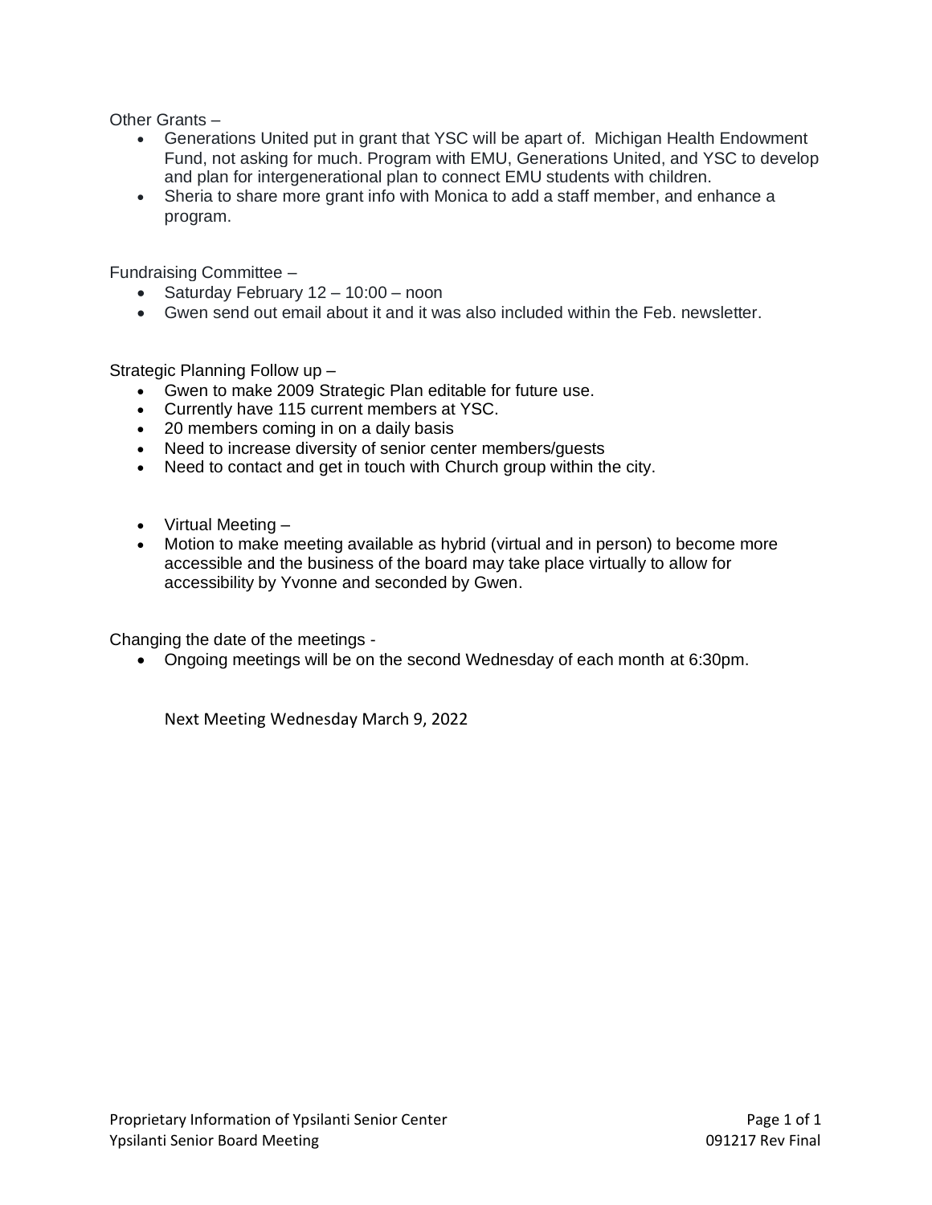Other Grants –

- Generations United put in grant that YSC will be apart of. Michigan Health Endowment Fund, not asking for much. Program with EMU, Generations United, and YSC to develop and plan for intergenerational plan to connect EMU students with children.
- Sheria to share more grant info with Monica to add a staff member, and enhance a program.

Fundraising Committee –

- Saturday February 12 – 10:00 – noon
- Gwen send out email about it and it was also included within the Feb. newsletter.

Strategic Planning Follow up –

- Gwen to make 2009 Strategic Plan editable for future use.
- Currently have 115 current members at YSC.
- 20 members coming in on a daily basis
- Need to increase diversity of senior center members/guests
- Need to contact and get in touch with Church group within the city.

- Virtual Meeting –
- Motion to make meeting available as hybrid (virtual and in person) to become more accessible and the business of the board may take place virtually to allow for accessibility by Yvonne and seconded by Gwen.

Changing the date of the meetings -

- Ongoing meetings will be on the second Wednesday of each month at 6:30pm.

Next Meeting Wednesday March 9, 2022